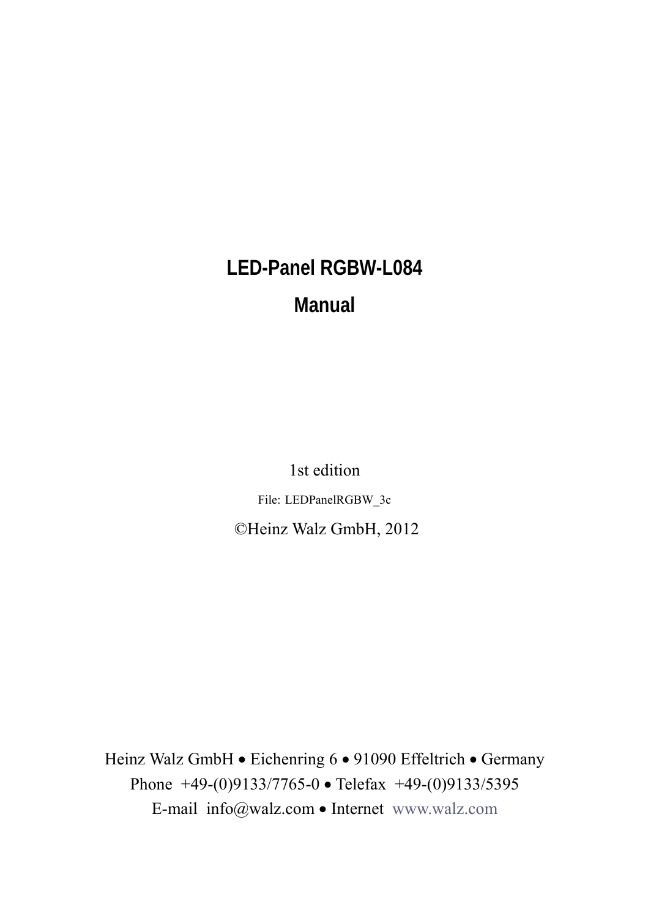# LED-Panel RGBW-L084

# Manual

1st edition

File: LEDPanelRGBW_3c

©Heinz Walz GmbH, 2012

Heinz Walz GmbH • Eichenring 6 • 91090 Effeltrich • Germany
Phone +49-(0)9133/7765-0 • Telefax +49-(0)9133/5395
E-mail info@walz.com • Internet www.walz.com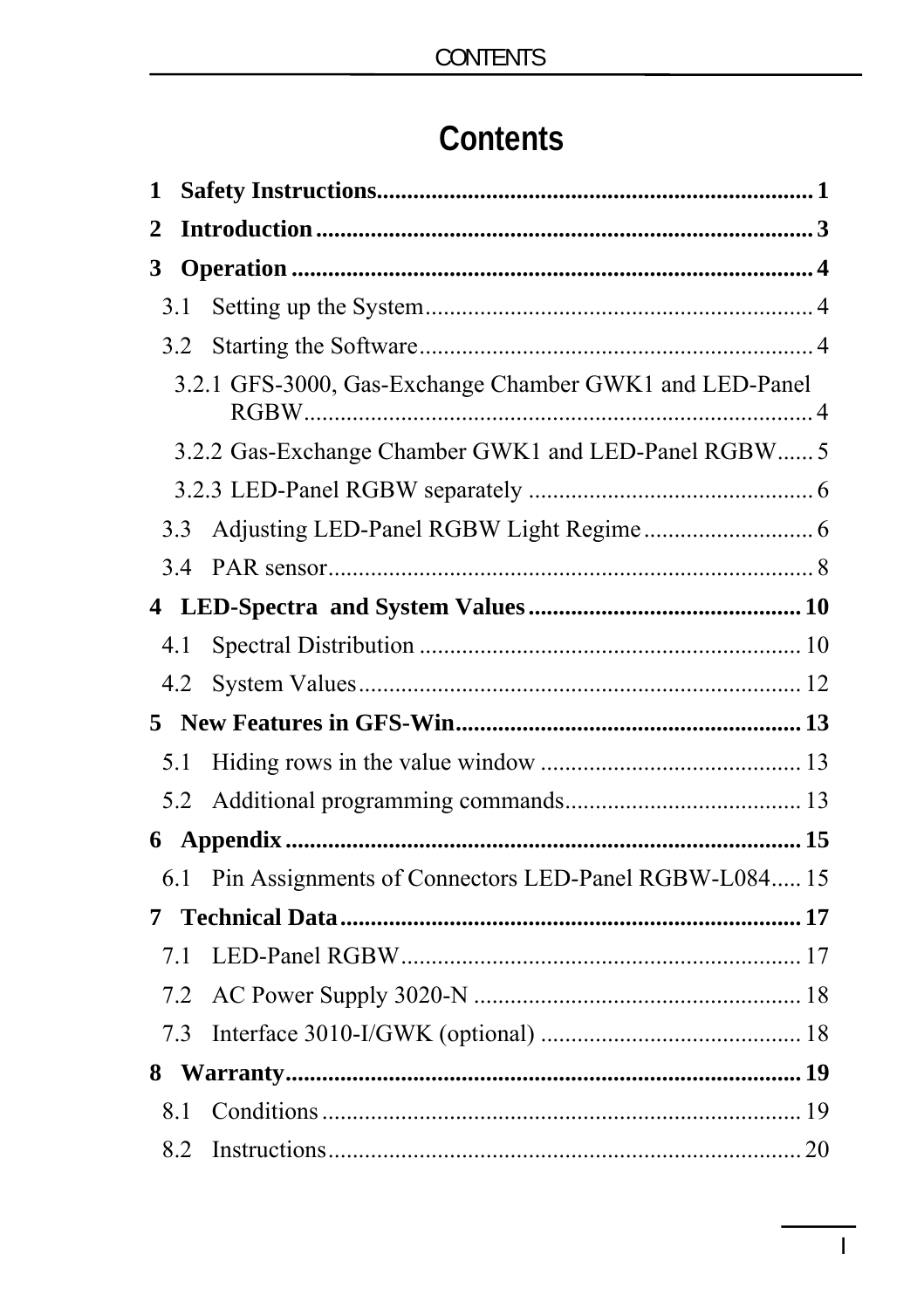# Contents

**1 Safety Instructions** ........................................................................ **1**

**2 Introduction** .................................................................................. **3**

**3 Operation** ....................................................................................... **4**

- 3.1 Setting up the System ................................................................ 4
- 3.2 Starting the Software ................................................................. 4
  - 3.2.1 GFS-3000, Gas-Exchange Chamber GWK1 and LED-Panel RGBW ..................................................................... 4
  - 3.2.2 Gas-Exchange Chamber GWK1 and LED-Panel RGBW ...... 5
  - 3.2.3 LED-Panel RGBW separately ............................................... 6
- 3.3 Adjusting LED-Panel RGBW Light Regime ............................ 6
- 3.4 PAR sensor ................................................................................ 8

**4 LED-Spectra and System Values** ............................................. **10**

- 4.1 Spectral Distribution ............................................................... 10
- 4.2 System Values ......................................................................... 12

**5 New Features in GFS-Win** .......................................................... **13**

- 5.1 Hiding rows in the value window ........................................... 13
- 5.2 Additional programming commands ....................................... 13

**6 Appendix** ..................................................................................... **15**

- 6.1 Pin Assignments of Connectors LED-Panel RGBW-L084 ..... 15

**7 Technical Data** ............................................................................. **17**

- 7.1 LED-Panel RGBW .................................................................. 17
- 7.2 AC Power Supply 3020-N ...................................................... 18
- 7.3 Interface 3010-I/GWK (optional) ........................................... 18

**8 Warranty** ..................................................................................... **19**

- 8.1 Conditions ............................................................................... 19
- 8.2 Instructions .............................................................................. 20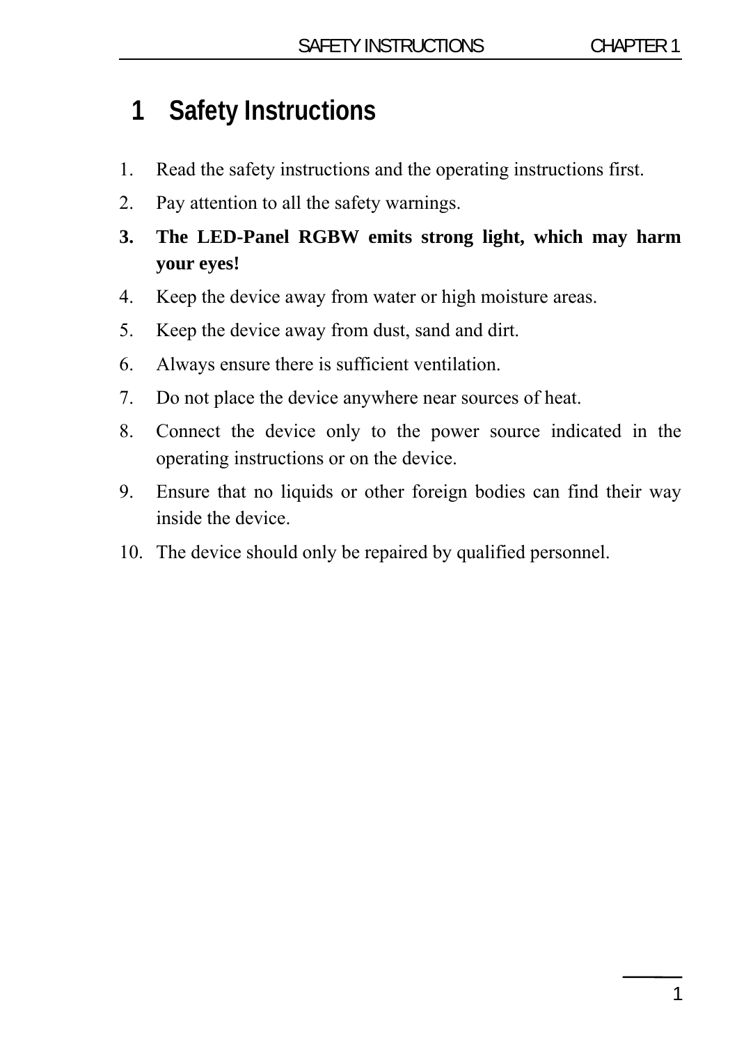# 1 Safety Instructions

1. Read the safety instructions and the operating instructions first.
2. Pay attention to all the safety warnings.
3. **The LED-Panel RGBW emits strong light, which may harm your eyes!**
4. Keep the device away from water or high moisture areas.
5. Keep the device away from dust, sand and dirt.
6. Always ensure there is sufficient ventilation.
7. Do not place the device anywhere near sources of heat.
8. Connect the device only to the power source indicated in the operating instructions or on the device.
9. Ensure that no liquids or other foreign bodies can find their way inside the device.
10. The device should only be repaired by qualified personnel.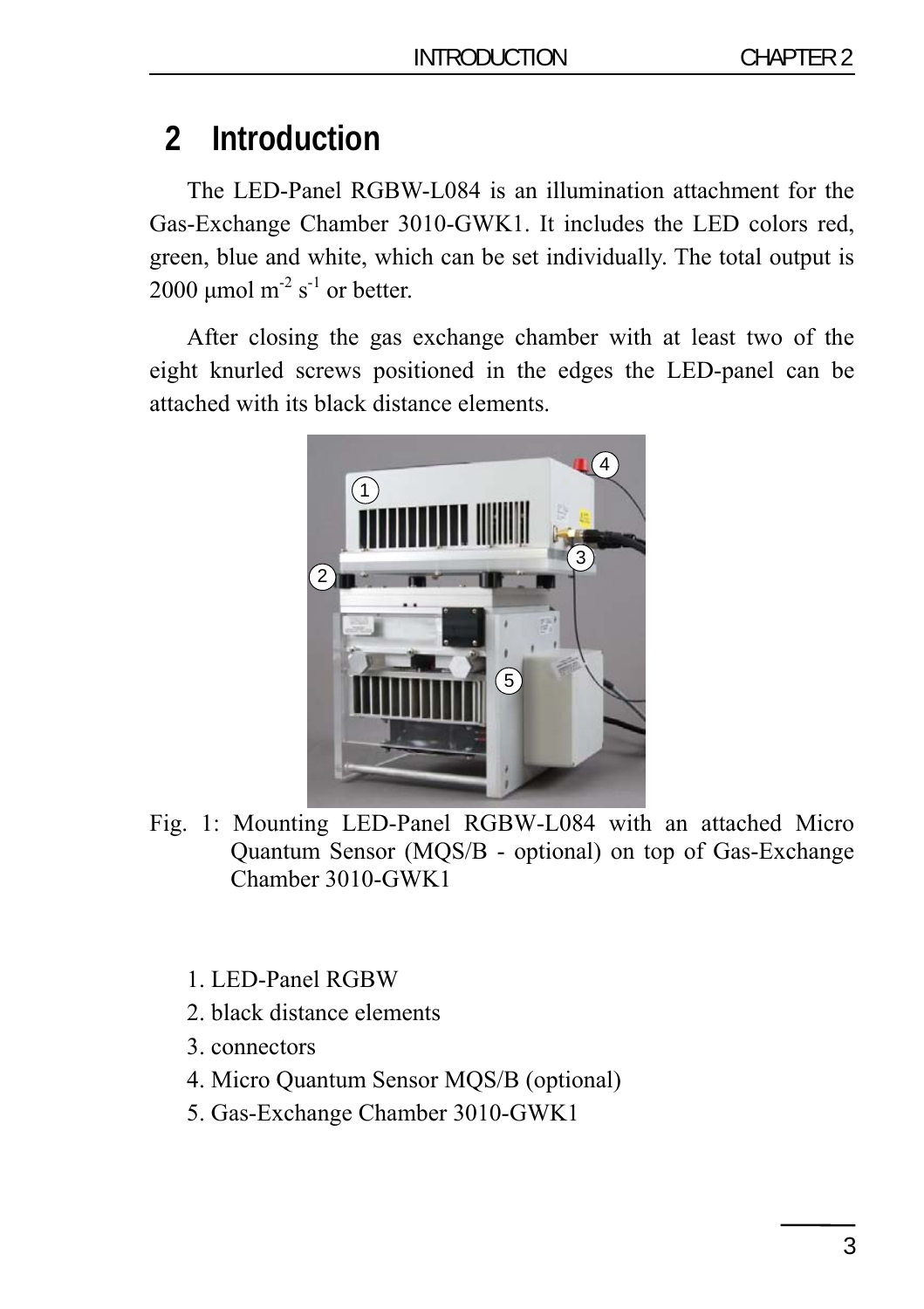# 2 Introduction

The LED-Panel RGBW-L084 is an illumination attachment for the Gas-Exchange Chamber 3010-GWK1. It includes the LED colors red, green, blue and white, which can be set individually. The total output is 2000 µmol $m^{-2}$ $s^{-1}$ or better.

After closing the gas exchange chamber with at least two of the eight knurled screws positioned in the edges the LED-panel can be attached with its black distance elements.

Fig. 1: Mounting LED-Panel RGBW-L084 with an attached Micro Quantum Sensor (MQS/B - optional) on top of Gas-Exchange Chamber 3010-GWK1

1. LED-Panel RGBW
2. black distance elements
3. connectors
4. Micro Quantum Sensor MQS/B (optional)
5. Gas-Exchange Chamber 3010-GWK1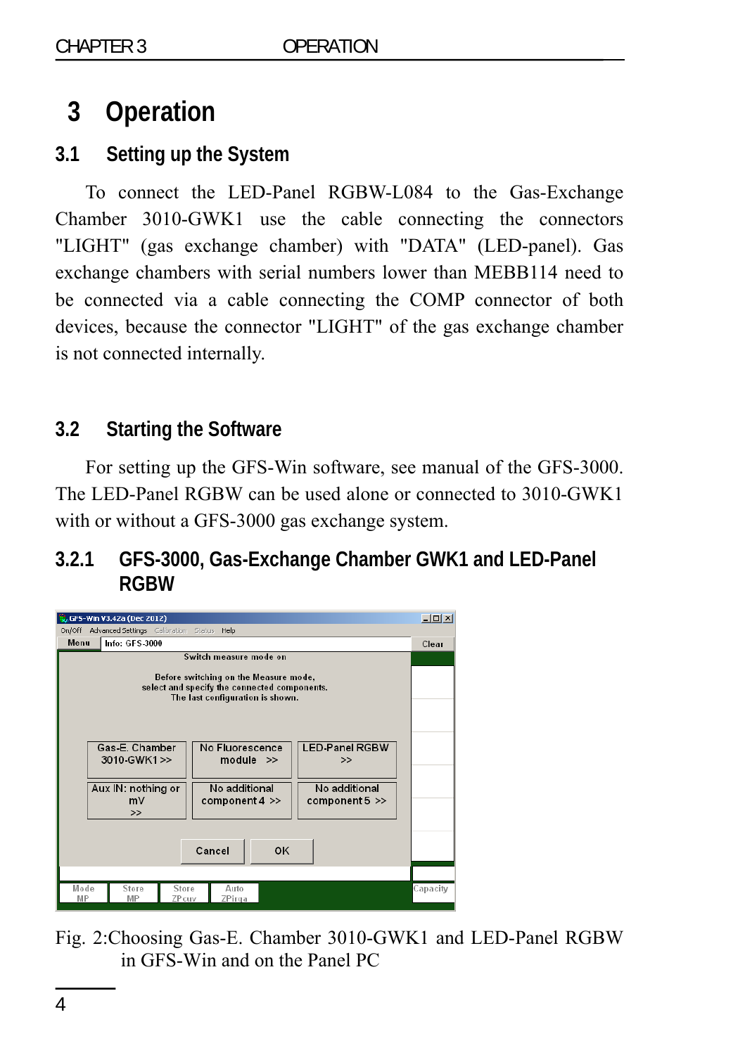# 3 Operation

## 3.1 Setting up the System

To connect the LED-Panel RGBW-L084 to the Gas-Exchange Chamber 3010-GWK1 use the cable connecting the connectors "LIGHT" (gas exchange chamber) with "DATA" (LED-panel). Gas exchange chambers with serial numbers lower than MEBB114 need to be connected via a cable connecting the COMP connector of both devices, because the connector "LIGHT" of the gas exchange chamber is not connected internally.

## 3.2 Starting the Software

For setting up the GFS-Win software, see manual of the GFS-3000. The LED-Panel RGBW can be used alone or connected to 3010-GWK1 with or without a GFS-3000 gas exchange system.

### 3.2.1 GFS-3000, Gas-Exchange Chamber GWK1 and LED-Panel RGBW

Fig. 2:Choosing Gas-E. Chamber 3010-GWK1 and LED-Panel RGBW in GFS-Win and on the Panel PC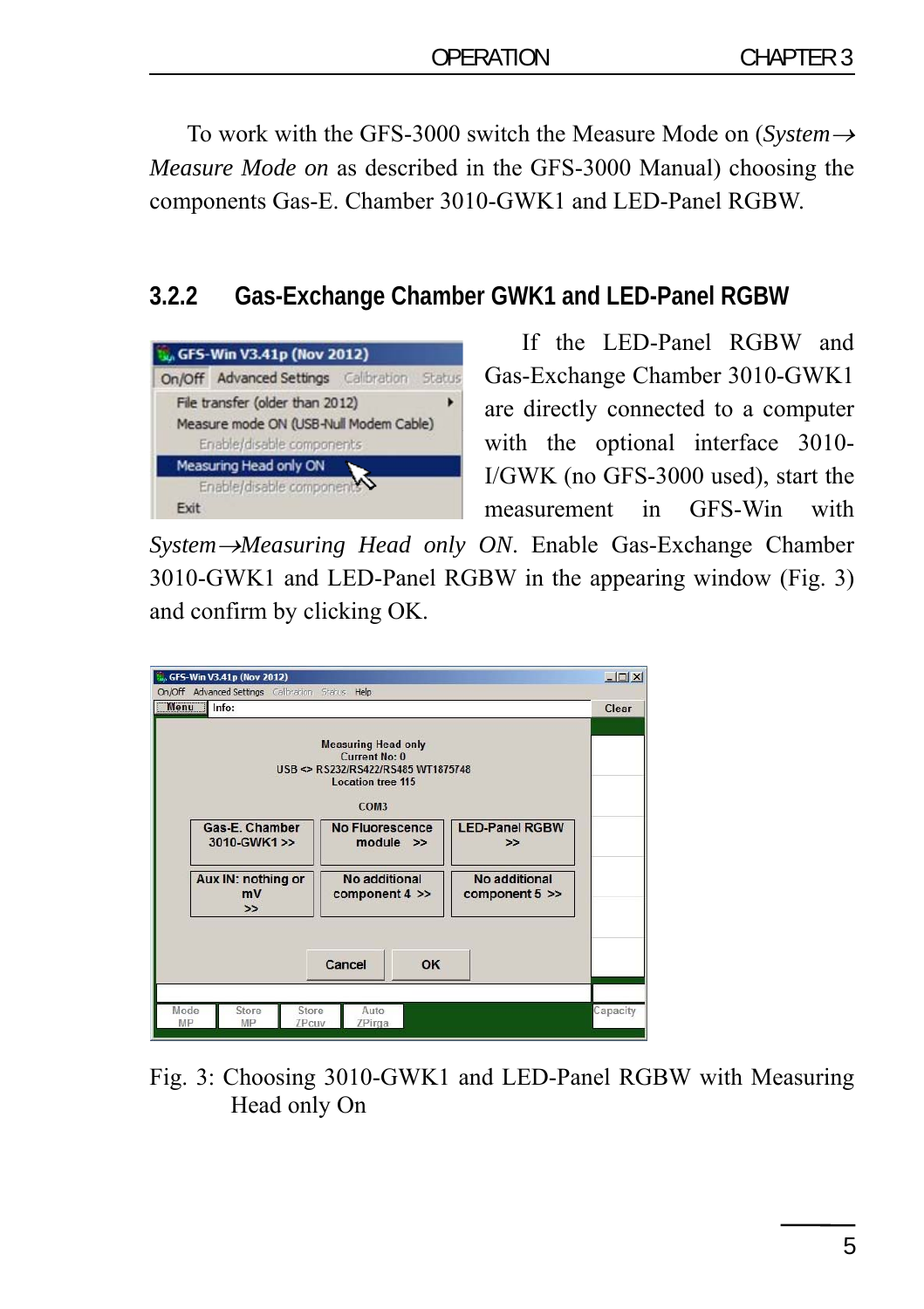To work with the GFS-3000 switch the Measure Mode on (*System→ Measure Mode on* as described in the GFS-3000 Manual) choosing the components Gas-E. Chamber 3010-GWK1 and LED-Panel RGBW.

### 3.2.2 Gas-Exchange Chamber GWK1 and LED-Panel RGBW

If the LED-Panel RGBW and Gas-Exchange Chamber 3010-GWK1 are directly connected to a computer with the optional interface 3010-I/GWK (no GFS-3000 used), start the measurement in GFS-Win with *System→Measuring Head only ON*. Enable Gas-Exchange Chamber 3010-GWK1 and LED-Panel RGBW in the appearing window (Fig. 3) and confirm by clicking OK.

Fig. 3: Choosing 3010-GWK1 and LED-Panel RGBW with Measuring Head only On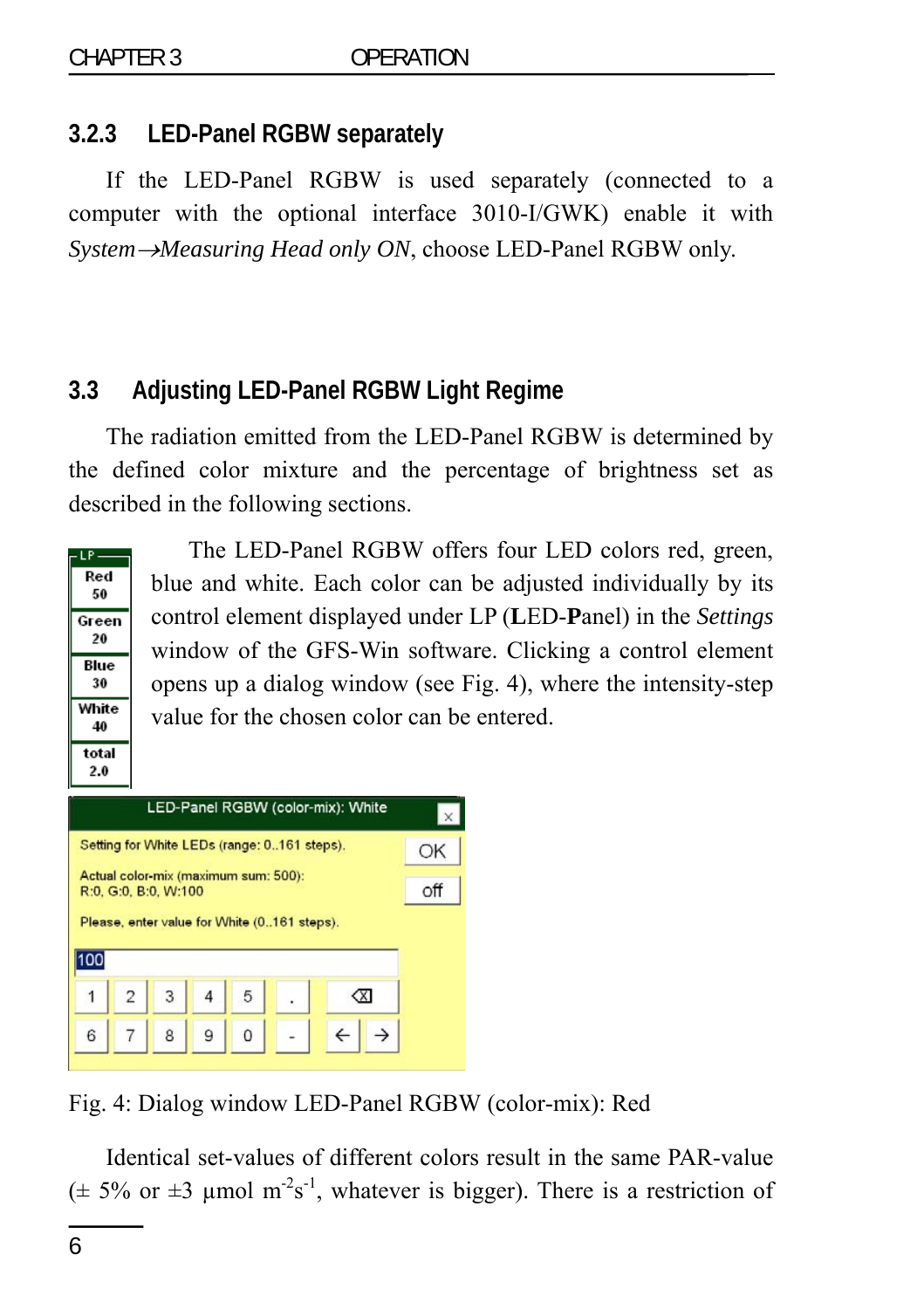### 3.2.3 LED-Panel RGBW separately

If the LED-Panel RGBW is used separately (connected to a computer with the optional interface 3010-I/GWK) enable it with *System→Measuring Head only ON*, choose LED-Panel RGBW only.

## 3.3 Adjusting LED-Panel RGBW Light Regime

The radiation emitted from the LED-Panel RGBW is determined by the defined color mixture and the percentage of brightness set as described in the following sections.

The LED-Panel RGBW offers four LED colors red, green, blue and white. Each color can be adjusted individually by its control element displayed under LP (**L**ED-**P**anel) in the *Settings* window of the GFS-Win software. Clicking a control element opens up a dialog window (see Fig. 4), where the intensity-step value for the chosen color can be entered.

Fig. 4: Dialog window LED-Panel RGBW (color-mix): Red

Identical set-values of different colors result in the same PAR-value (± 5% or ±3 µmol $m^{-2}s^{-1}$, whatever is bigger). There is a restriction of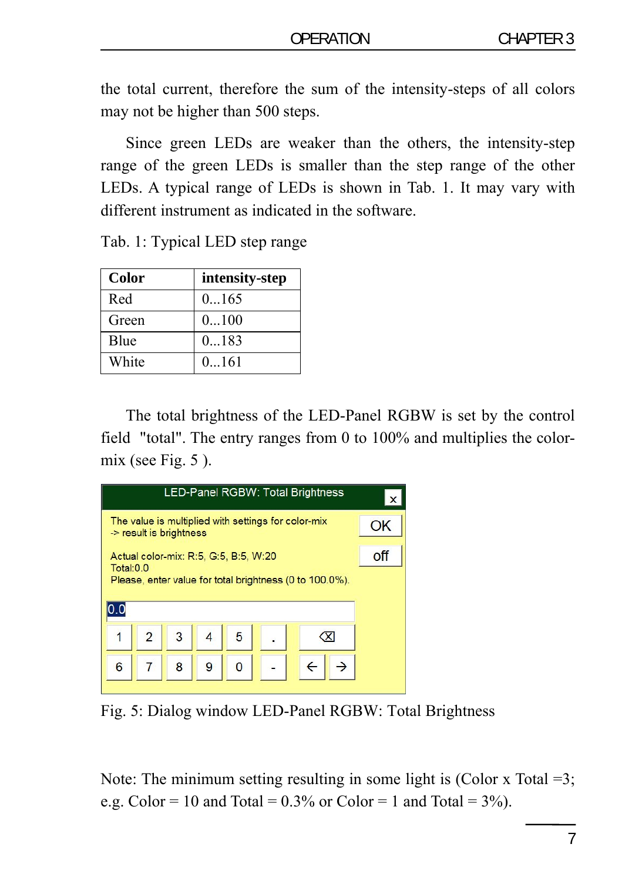the total current, therefore the sum of the intensity-steps of all colors may not be higher than 500 steps.

Since green LEDs are weaker than the others, the intensity-step range of the green LEDs is smaller than the step range of the other LEDs. A typical range of LEDs is shown in Tab. 1. It may vary with different instrument as indicated in the software.

Tab. 1: Typical LED step range

| Color | intensity-step |
|---|---|
| Red | 0...165 |
| Green | 0...100 |
| Blue | 0...183 |
| White | 0...161 |

The total brightness of the LED-Panel RGBW is set by the control field "total". The entry ranges from 0 to 100% and multiplies the color-mix (see Fig. 5 ).

Fig. 5: Dialog window LED-Panel RGBW: Total Brightness

Note: The minimum setting resulting in some light is (Color x Total =3; e.g. Color = 10 and Total = 0.3% or Color = 1 and Total = 3%).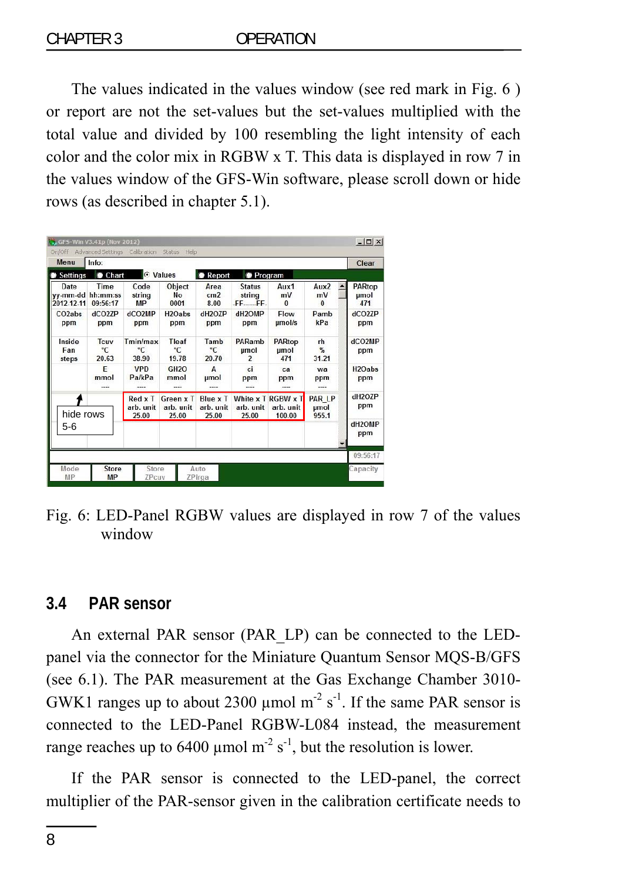The values indicated in the values window (see red mark in Fig. 6 ) or report are not the set-values but the set-values multiplied with the total value and divided by 100 resembling the light intensity of each color and the color mix in RGBW x T. This data is displayed in row 7 in the values window of the GFS-Win software, please scroll down or hide rows (as described in chapter 5.1).

Fig. 6: LED-Panel RGBW values are displayed in row 7 of the values window

## 3.4 PAR sensor

An external PAR sensor (PAR_LP) can be connected to the LED-panel via the connector for the Miniature Quantum Sensor MQS-B/GFS (see 6.1). The PAR measurement at the Gas Exchange Chamber 3010-GWK1 ranges up to about 2300 µmol $m^{-2}$ $s^{-1}$. If the same PAR sensor is connected to the LED-Panel RGBW-L084 instead, the measurement range reaches up to 6400 µmol $m^{-2}$ $s^{-1}$, but the resolution is lower.

If the PAR sensor is connected to the LED-panel, the correct multiplier of the PAR-sensor given in the calibration certificate needs to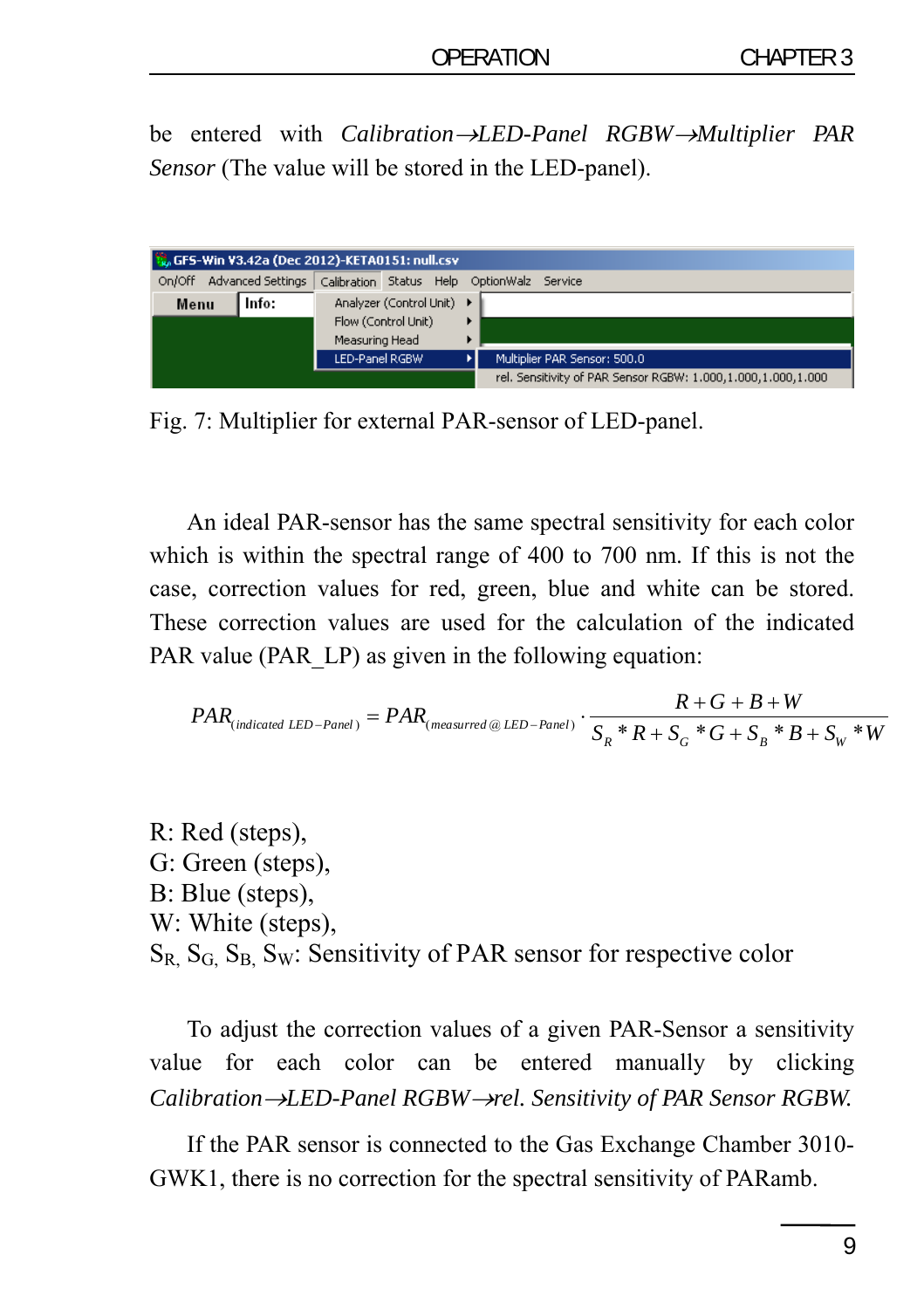be entered with *Calibration→LED-Panel RGBW→Multiplier PAR Sensor* (The value will be stored in the LED-panel).

Fig. 7: Multiplier for external PAR-sensor of LED-panel.

An ideal PAR-sensor has the same spectral sensitivity for each color which is within the spectral range of 400 to 700 nm. If this is not the case, correction values for red, green, blue and white can be stored. These correction values are used for the calculation of the indicated PAR value (PAR_LP) as given in the following equation:

$$PAR_{(indicated\ LED-Panel)} = PAR_{(measurred\ @\ LED-Panel)} \cdot \frac{R+G+B+W}{S_R * R + S_G * G + S_B * B + S_W * W}$$

R: Red (steps),
G: Green (steps),
B: Blue (steps),
W: White (steps),
$S_R$, $S_G$, $S_B$, $S_W$: Sensitivity of PAR sensor for respective color

To adjust the correction values of a given PAR-Sensor a sensitivity value for each color can be entered manually by clicking *Calibration→LED-Panel RGBW→rel. Sensitivity of PAR Sensor RGBW.*

If the PAR sensor is connected to the Gas Exchange Chamber 3010-GWK1, there is no correction for the spectral sensitivity of PARamb.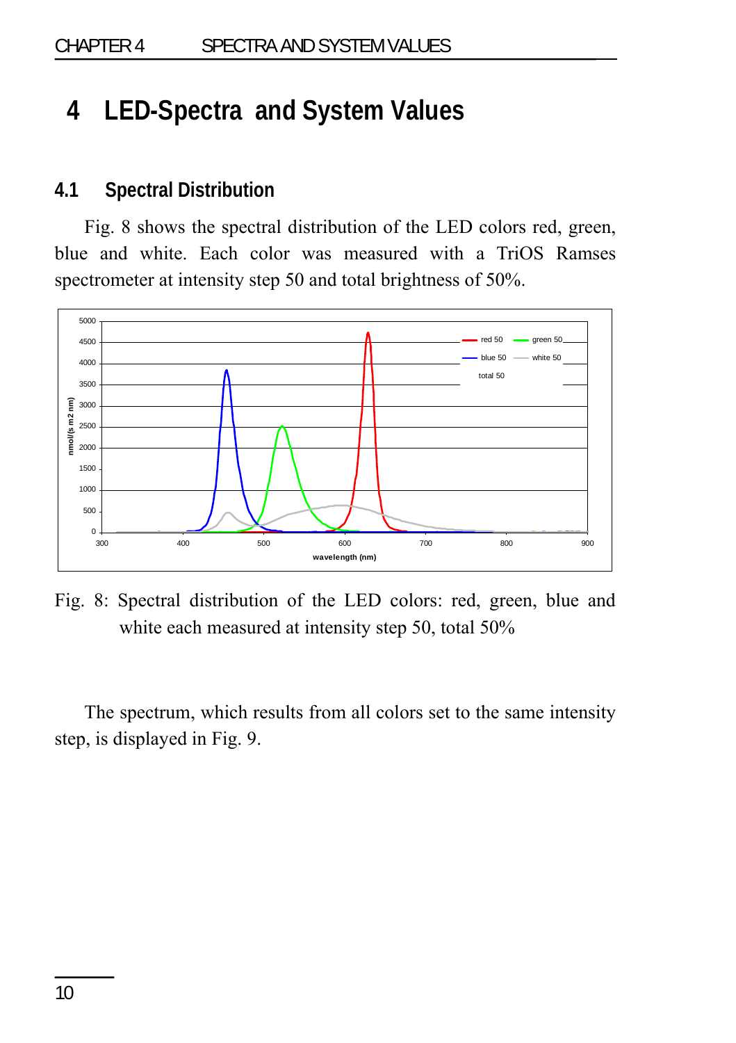# 4 LED-Spectra and System Values

## 4.1 Spectral Distribution

Fig. 8 shows the spectral distribution of the LED colors red, green, blue and white. Each color was measured with a TriOS Ramses spectrometer at intensity step 50 and total brightness of 50%.

Fig. 8: Spectral distribution of the LED colors: red, green, blue and white each measured at intensity step 50, total 50%

The spectrum, which results from all colors set to the same intensity step, is displayed in Fig. 9.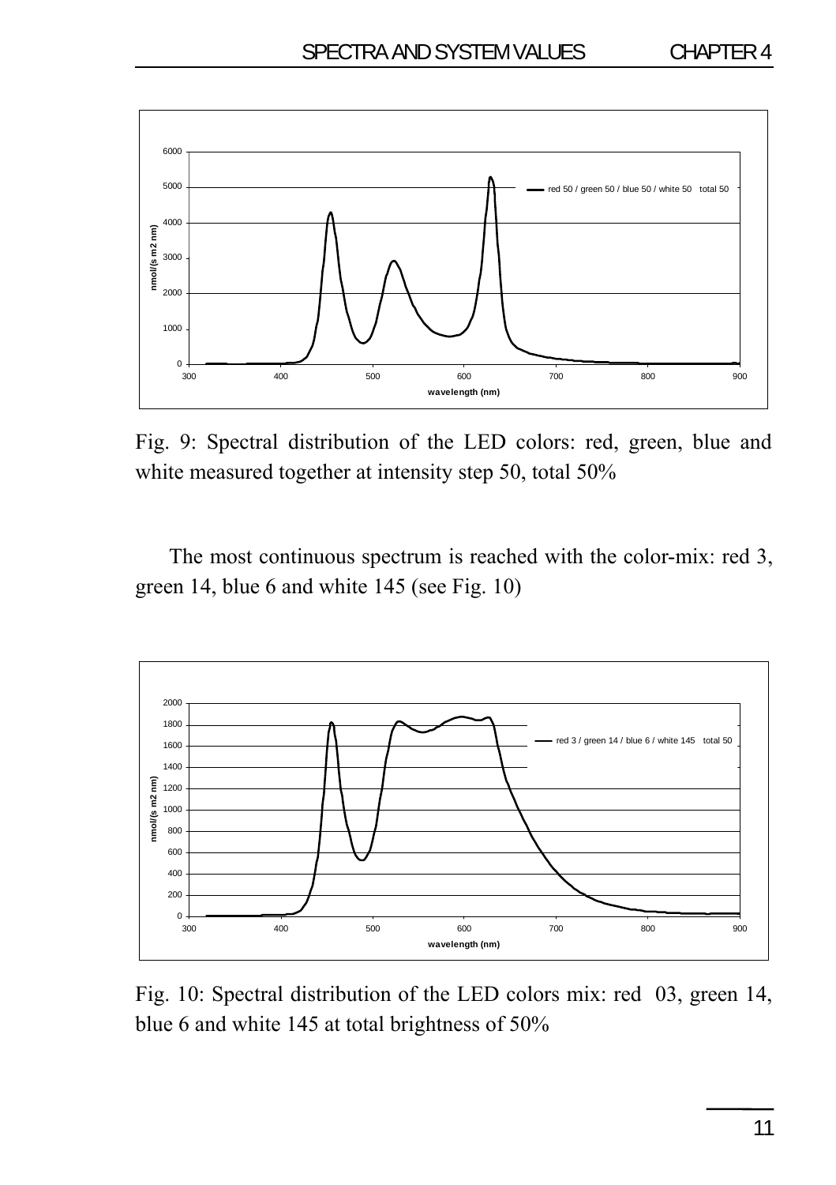Fig. 9: Spectral distribution of the LED colors: red, green, blue and white measured together at intensity step 50, total 50%

The most continuous spectrum is reached with the color-mix: red 3, green 14, blue 6 and white 145 (see Fig. 10)

Fig. 10: Spectral distribution of the LED colors mix: red 03, green 14, blue 6 and white 145 at total brightness of 50%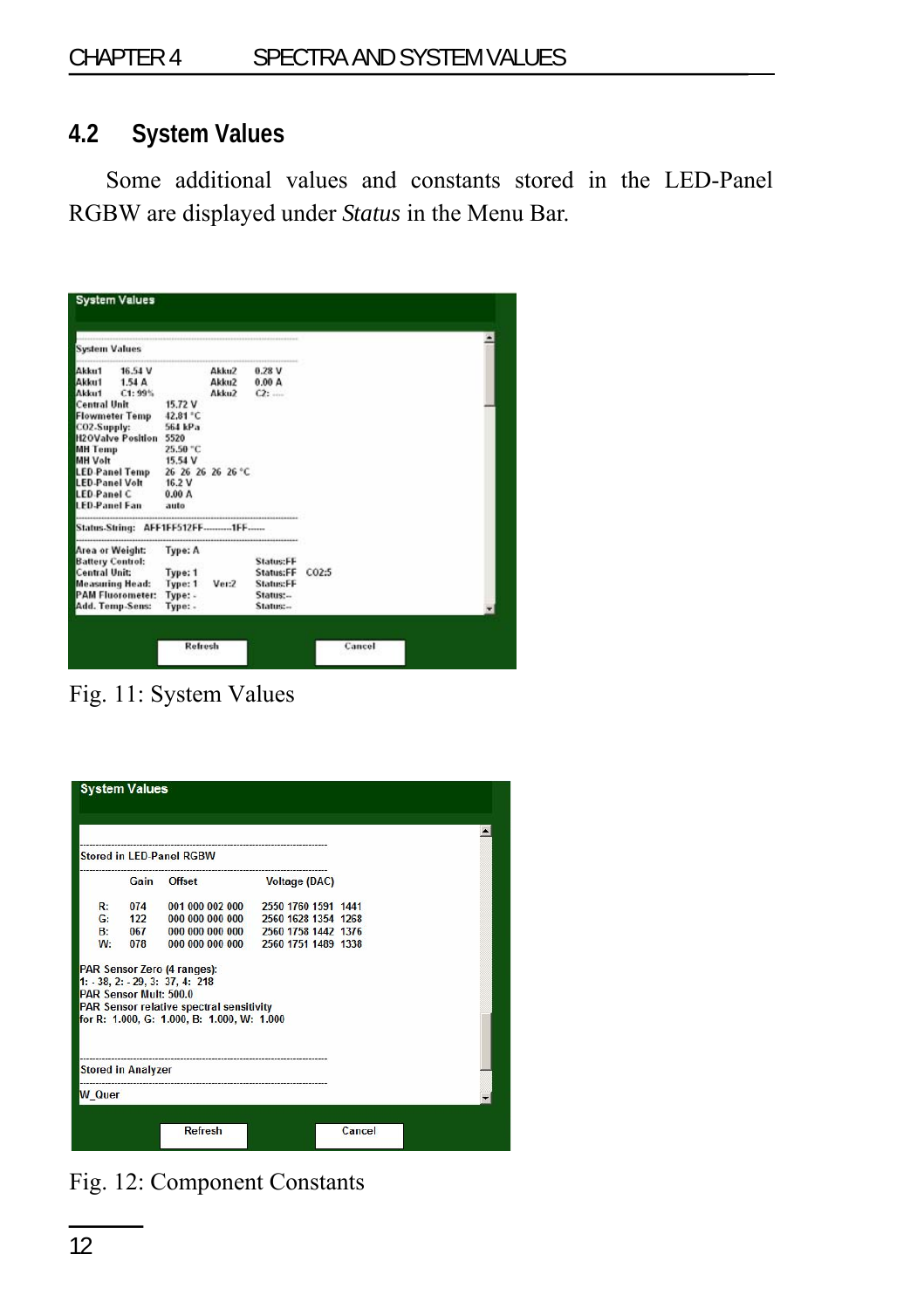## 4.2 System Values

Some additional values and constants stored in the LED-Panel RGBW are displayed under *Status* in the Menu Bar.

```
System Values

System Values

Akku1   16.54 V            Akku2   0.28 V
Akku1   1.54 A             Akku2   0.00 A
Akku1   C1: 99%            Akku2   C2: ----
Central Unit       15.72 V
Flowmeter Temp     42.81 °C
CO2-Supply:        564 kPa
H2OValve Position  5520
MH Temp            25.50 °C
MH Volt            15.54 V
LED-Panel Temp     26 26 26 26 26 °C
LED-Panel Volt     16.2 V
LED-Panel C        0.00 A
LED-Panel Fan      auto

Status-String:  AFF1FF512FF---------1FF-----

Area or Weight:     Type: A
Battery Control:                     Status:FF
Central Unit:       Type: 1          Status:FF   CO2:5
Measuring Head:     Type: 1   Ver:2  Status:FF
PAM Fluorometer:    Type: -          Status:--
Add. Temp-Sens:     Type: -          Status:--

Refresh    Cancel
```

Fig. 11: System Values

```
System Values

Stored in LED-Panel RGBW

      Gain   Offset             Voltage (DAC)

R:    074    001 000 002 000    2550 1760 1591 1441
G:    122    000 000 000 000    2560 1628 1354 1268
B:    067    000 000 000 000    2560 1758 1442 1376
W:    078    000 000 000 000    2560 1751 1489 1338

PAR Sensor Zero (4 ranges):
1: - 38, 2: - 29, 3: 37, 4: 218
PAR Sensor Mult: 500.0
PAR Sensor relative spectral sensitivity
for R: 1.000, G: 1.000, B: 1.000, W: 1.000

Stored in Analyzer

W_Quer

Refresh    Cancel
```

Fig. 12: Component Constants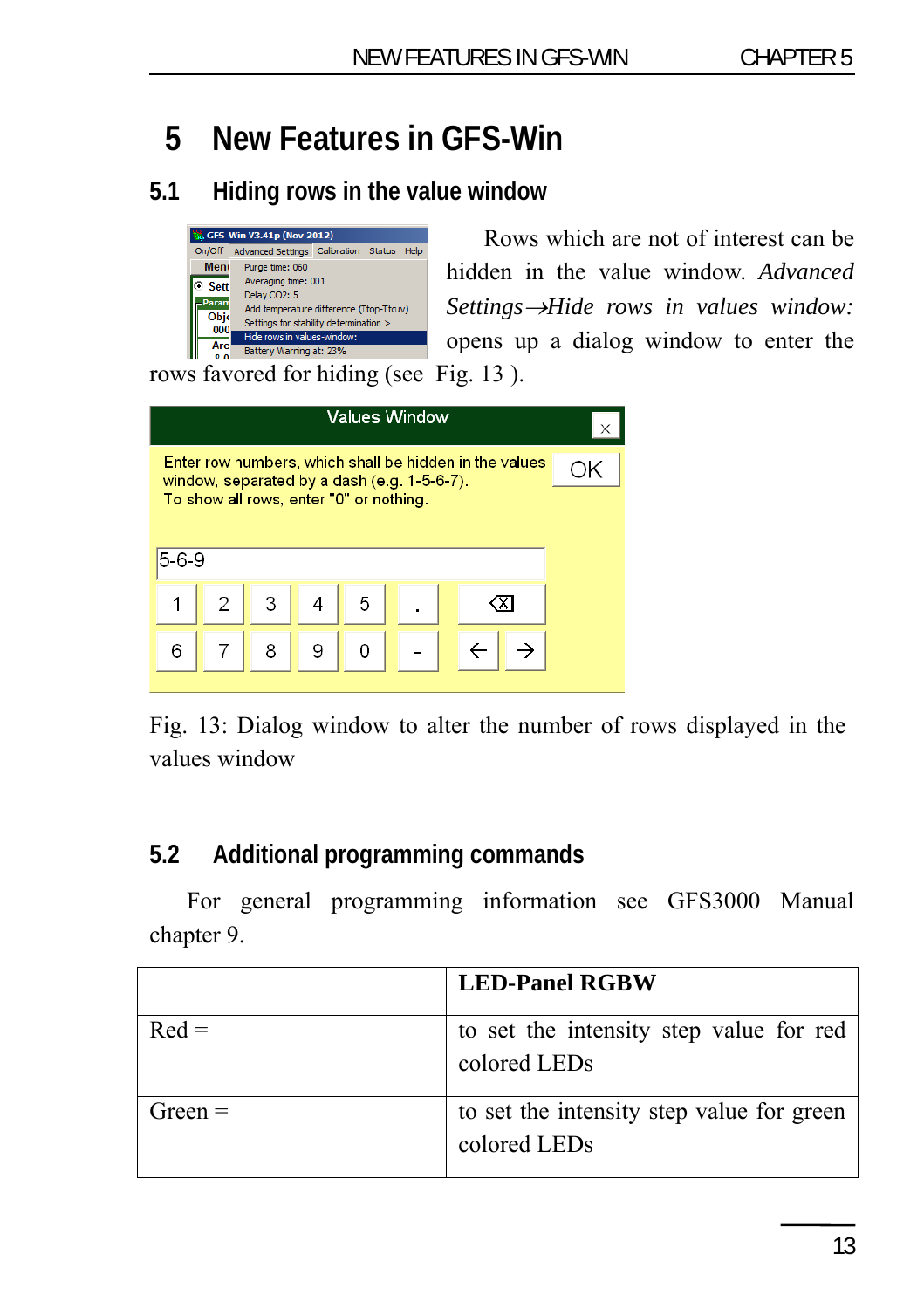# 5 New Features in GFS-Win

## 5.1 Hiding rows in the value window

Rows which are not of interest can be hidden in the value window. *Advanced Settings→Hide rows in values window:* opens up a dialog window to enter the rows favored for hiding (see Fig. 13 ).

Fig. 13: Dialog window to alter the number of rows displayed in the values window

## 5.2 Additional programming commands

For general programming information see GFS3000 Manual chapter 9.

| | **LED-Panel RGBW** |
|---|---|
| Red = | to set the intensity step value for red colored LEDs |
| Green = | to set the intensity step value for green colored LEDs |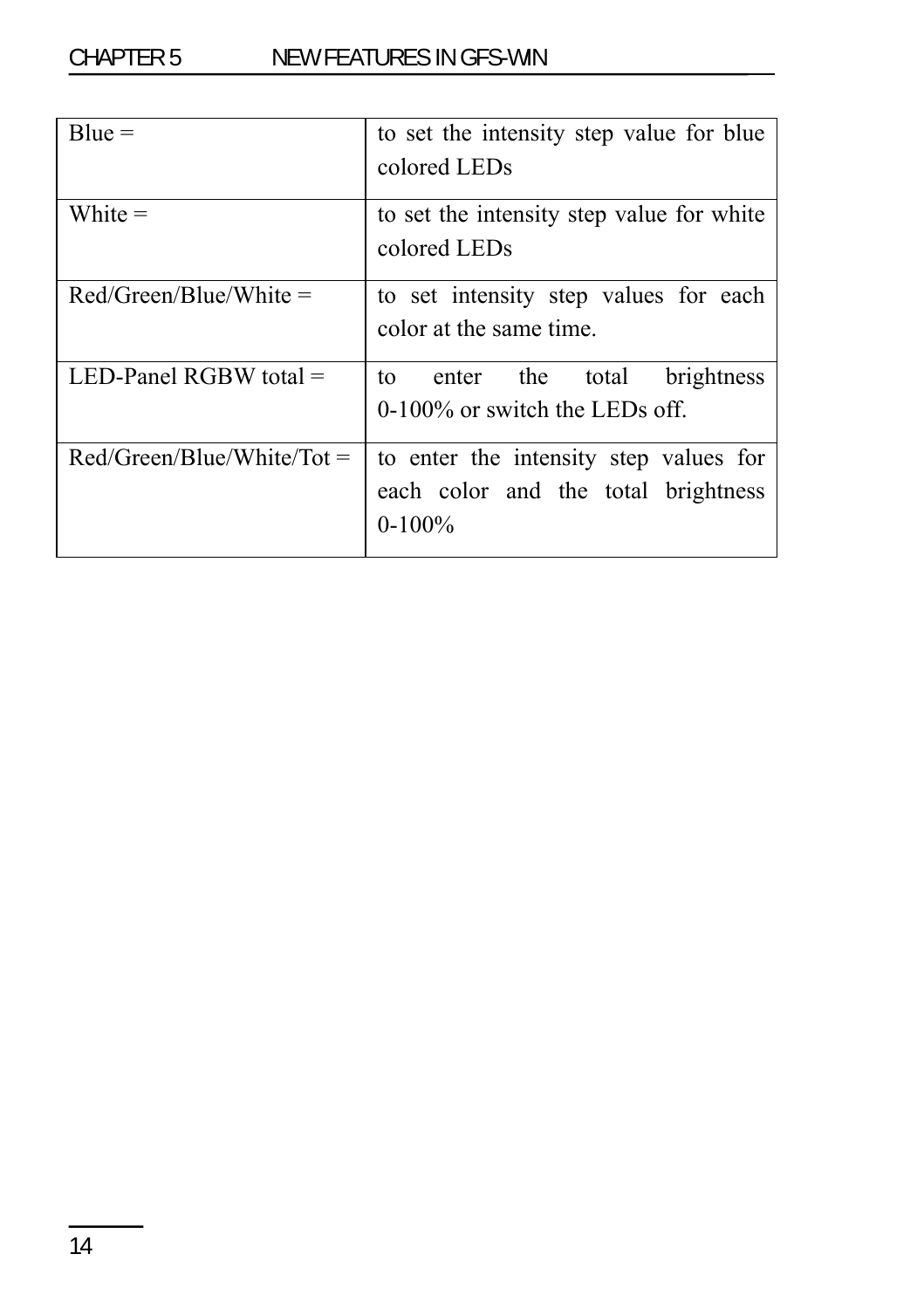| | |
|---|---|
| Blue = | to set the intensity step value for blue colored LEDs |
| White = | to set the intensity step value for white colored LEDs |
| Red/Green/Blue/White = | to set intensity step values for each color at the same time. |
| LED-Panel RGBW total = | to enter the total brightness 0-100% or switch the LEDs off. |
| Red/Green/Blue/White/Tot = | to enter the intensity step values for each color and the total brightness 0-100% |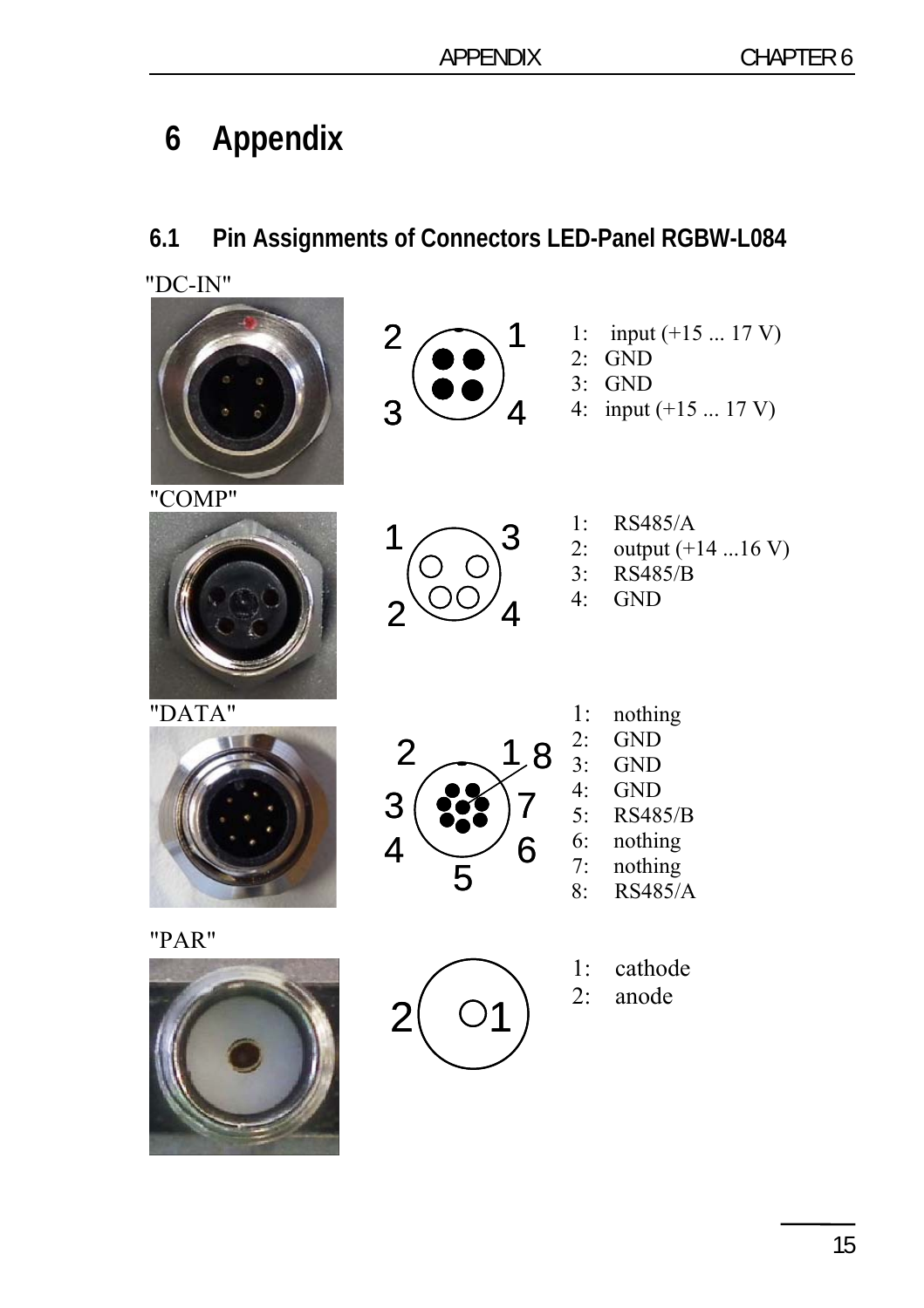# 6 Appendix

## 6.1 Pin Assignments of Connectors LED-Panel RGBW-L084

"DC-IN"

1: input (+15 ... 17 V)
2: GND
3: GND
4: input (+15 ... 17 V)

"COMP"

1: RS485/A
2: output (+14 ...16 V)
3: RS485/B
4: GND

"DATA"

1: nothing
2: GND
3: GND
4: GND
5: RS485/B
6: nothing
7: nothing
8: RS485/A

"PAR"

1: cathode
2: anode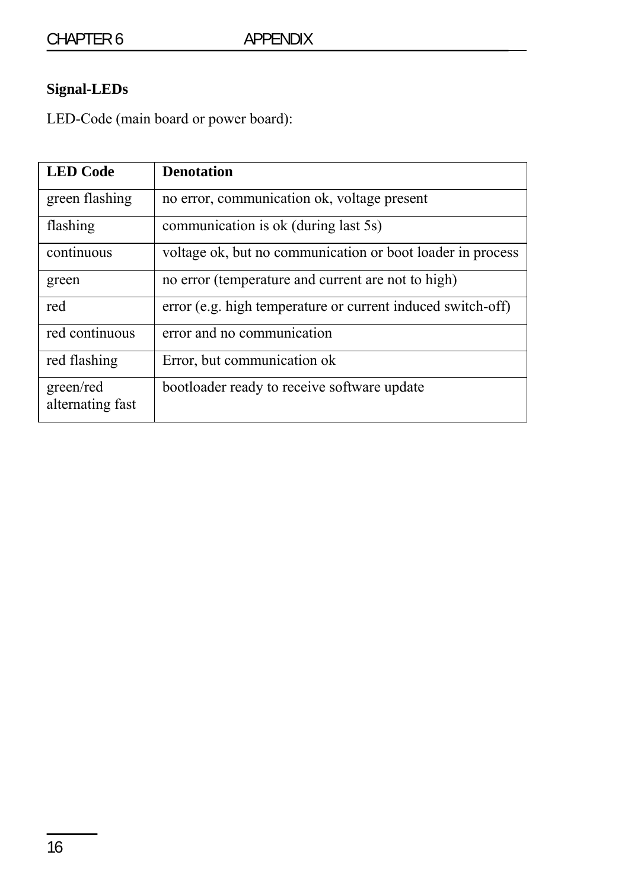**Signal-LEDs**

LED-Code (main board or power board):

| LED Code | Denotation |
|---|---|
| green flashing | no error, communication ok, voltage present |
| flashing | communication is ok (during last 5s) |
| continuous | voltage ok, but no communication or boot loader in process |
| green | no error (temperature and current are not to high) |
| red | error (e.g. high temperature or current induced switch-off) |
| red continuous | error and no communication |
| red flashing | Error, but communication ok |
| green/red alternating fast | bootloader ready to receive software update |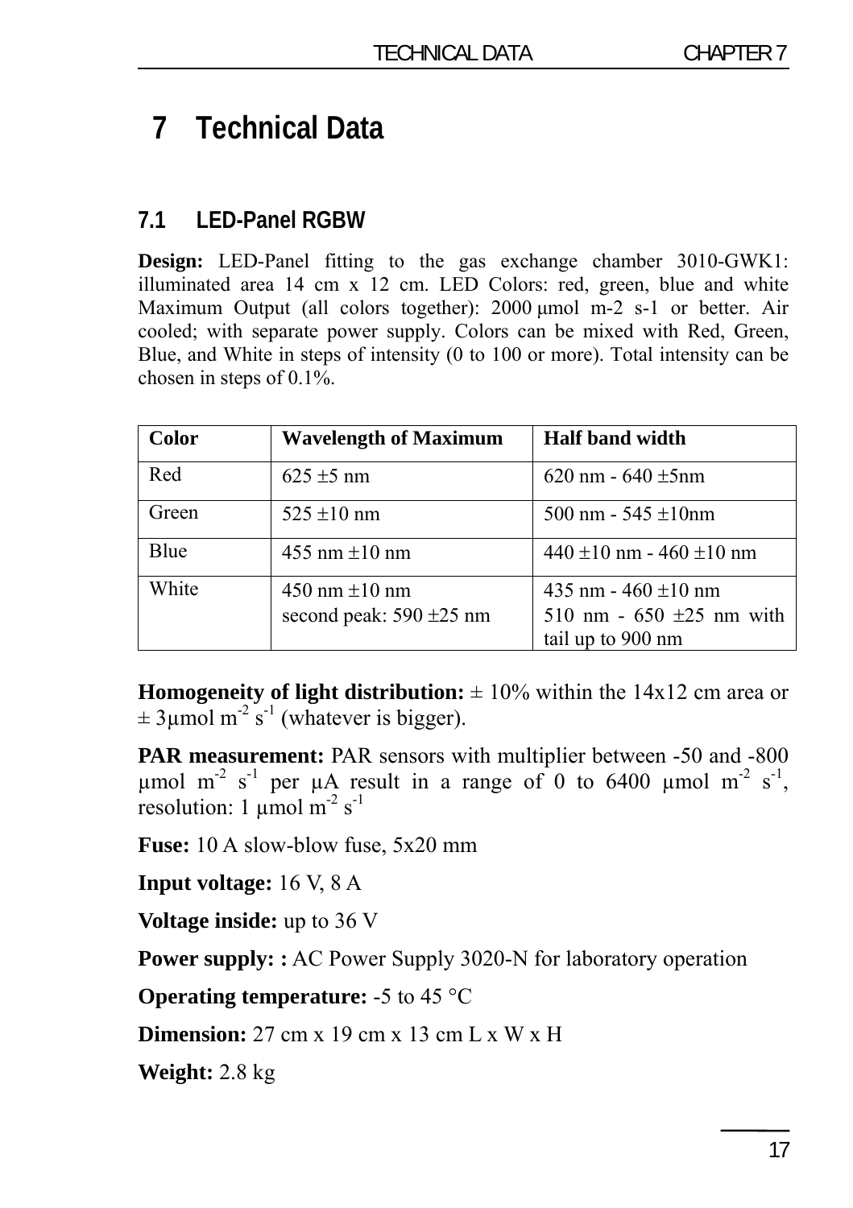# 7 Technical Data

## 7.1 LED-Panel RGBW

**Design:** LED-Panel fitting to the gas exchange chamber 3010-GWK1: illuminated area 14 cm x 12 cm. LED Colors: red, green, blue and white Maximum Output (all colors together): 2000 µmol m-2 s-1 or better. Air cooled; with separate power supply. Colors can be mixed with Red, Green, Blue, and White in steps of intensity (0 to 100 or more). Total intensity can be chosen in steps of 0.1%.

| Color | Wavelength of Maximum | Half band width |
|---|---|---|
| Red | 625 ±5 nm | 620 nm - 640 ±5nm |
| Green | 525 ±10 nm | 500 nm - 545 ±10nm |
| Blue | 455 nm ±10 nm | 440 ±10 nm - 460 ±10 nm |
| White | 450 nm ±10 nm<br>second peak: 590 ±25 nm | 435 nm - 460 ±10 nm<br>510 nm - 650 ±25 nm with tail up to 900 nm |

**Homogeneity of light distribution:** ± 10% within the 14x12 cm area or ± 3µmol $m^{-2}$ $s^{-1}$ (whatever is bigger).

**PAR measurement:** PAR sensors with multiplier between -50 and -800 µmol $m^{-2}$ $s^{-1}$ per µA result in a range of 0 to 6400 µmol $m^{-2}$ $s^{-1}$, resolution: 1 µmol $m^{-2}$ $s^{-1}$

**Fuse:** 10 A slow-blow fuse, 5x20 mm

**Input voltage:** 16 V, 8 A

**Voltage inside:** up to 36 V

**Power supply: :** AC Power Supply 3020-N for laboratory operation

**Operating temperature:** -5 to 45 °C

**Dimension:** 27 cm x 19 cm x 13 cm L x W x H

**Weight:** 2.8 kg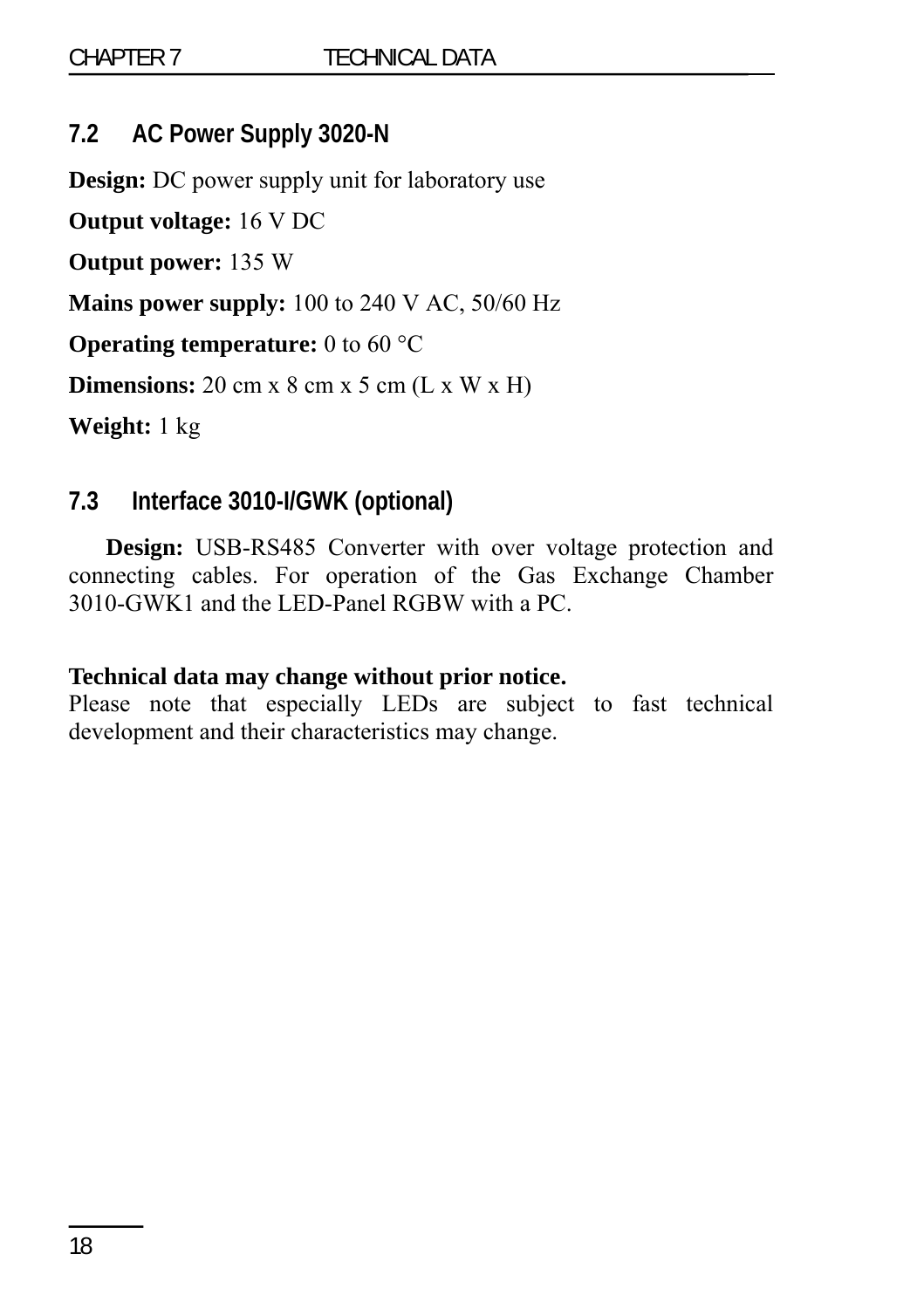## 7.2 AC Power Supply 3020-N

**Design:** DC power supply unit for laboratory use

**Output voltage:** 16 V DC

**Output power:** 135 W

**Mains power supply:** 100 to 240 V AC, 50/60 Hz

**Operating temperature:** 0 to 60 °C

**Dimensions:** 20 cm x 8 cm x 5 cm (L x W x H)

**Weight:** 1 kg

## 7.3 Interface 3010-I/GWK (optional)

**Design:** USB-RS485 Converter with over voltage protection and connecting cables. For operation of the Gas Exchange Chamber 3010-GWK1 and the LED-Panel RGBW with a PC.

**Technical data may change without prior notice.**
Please note that especially LEDs are subject to fast technical development and their characteristics may change.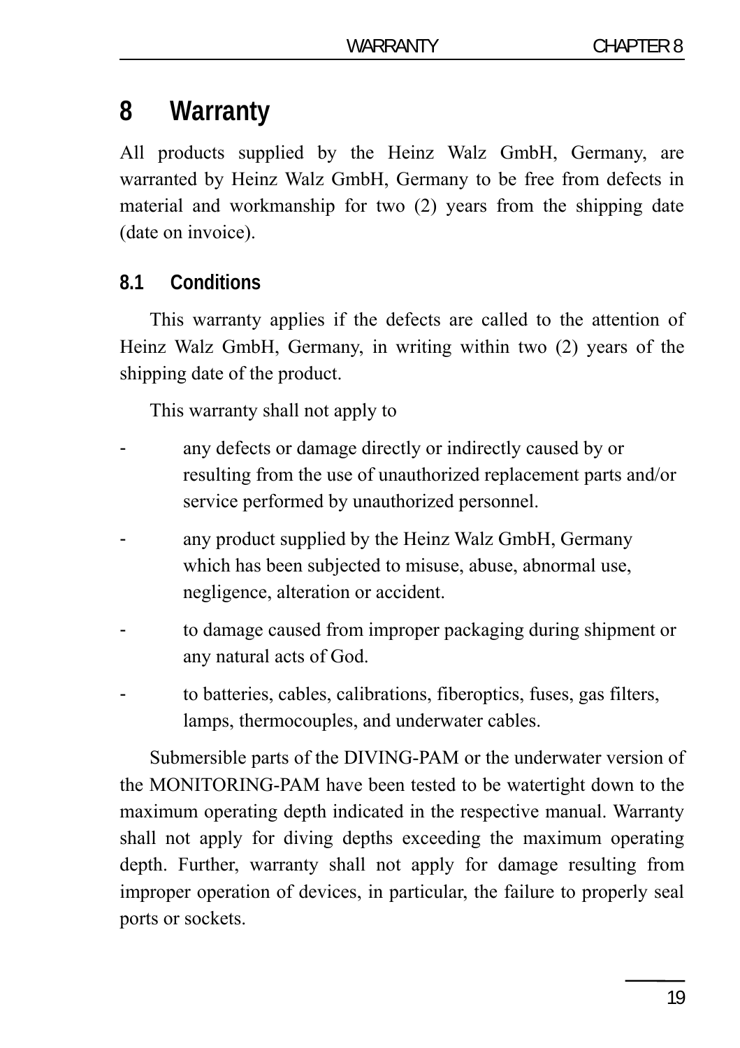# 8 Warranty

All products supplied by the Heinz Walz GmbH, Germany, are warranted by Heinz Walz GmbH, Germany to be free from defects in material and workmanship for two (2) years from the shipping date (date on invoice).

## 8.1 Conditions

This warranty applies if the defects are called to the attention of Heinz Walz GmbH, Germany, in writing within two (2) years of the shipping date of the product.

This warranty shall not apply to

- any defects or damage directly or indirectly caused by or resulting from the use of unauthorized replacement parts and/or service performed by unauthorized personnel.
- any product supplied by the Heinz Walz GmbH, Germany which has been subjected to misuse, abuse, abnormal use, negligence, alteration or accident.
- to damage caused from improper packaging during shipment or any natural acts of God.
- to batteries, cables, calibrations, fiberoptics, fuses, gas filters, lamps, thermocouples, and underwater cables.

Submersible parts of the DIVING-PAM or the underwater version of the MONITORING-PAM have been tested to be watertight down to the maximum operating depth indicated in the respective manual. Warranty shall not apply for diving depths exceeding the maximum operating depth. Further, warranty shall not apply for damage resulting from improper operation of devices, in particular, the failure to properly seal ports or sockets.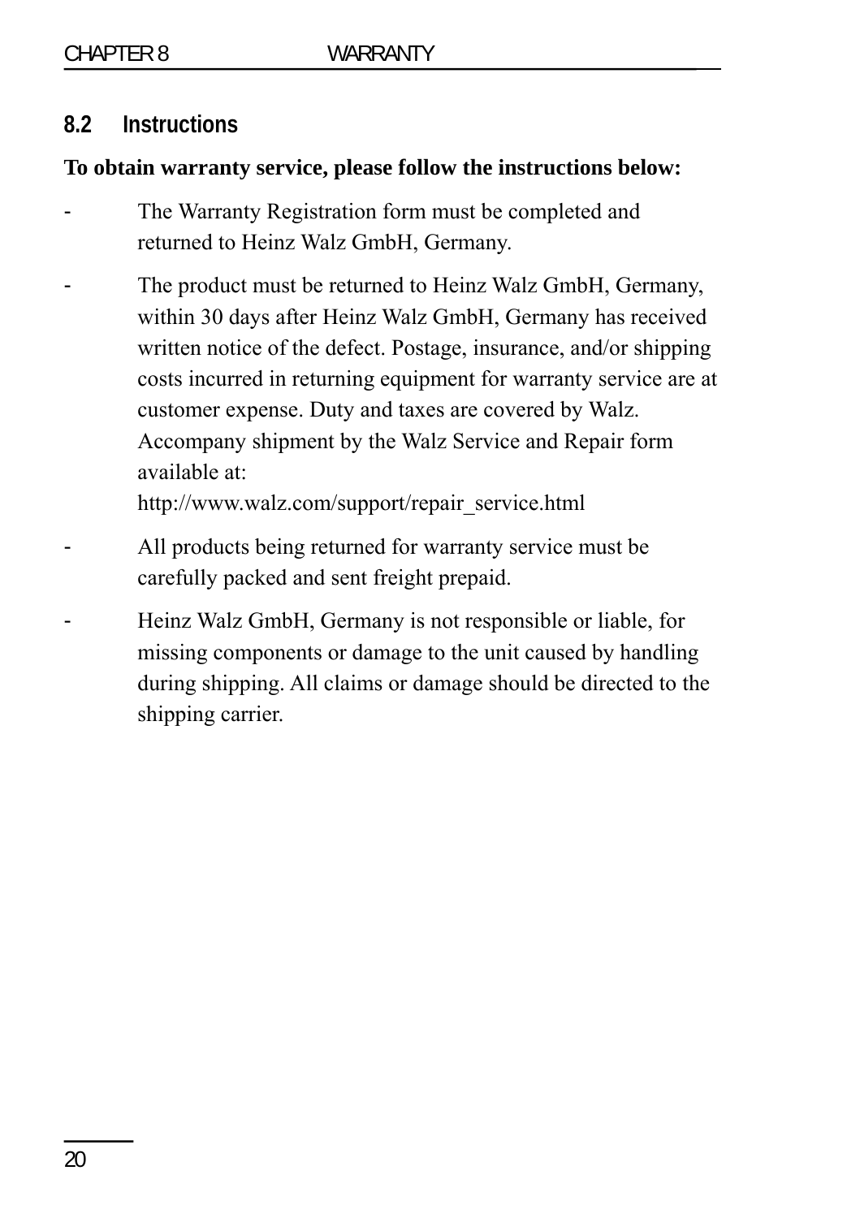## 8.2 Instructions

**To obtain warranty service, please follow the instructions below:**

- The Warranty Registration form must be completed and returned to Heinz Walz GmbH, Germany.
- The product must be returned to Heinz Walz GmbH, Germany, within 30 days after Heinz Walz GmbH, Germany has received written notice of the defect. Postage, insurance, and/or shipping costs incurred in returning equipment for warranty service are at customer expense. Duty and taxes are covered by Walz. Accompany shipment by the Walz Service and Repair form available at:
  http://www.walz.com/support/repair_service.html
- All products being returned for warranty service must be carefully packed and sent freight prepaid.
- Heinz Walz GmbH, Germany is not responsible or liable, for missing components or damage to the unit caused by handling during shipping. All claims or damage should be directed to the shipping carrier.